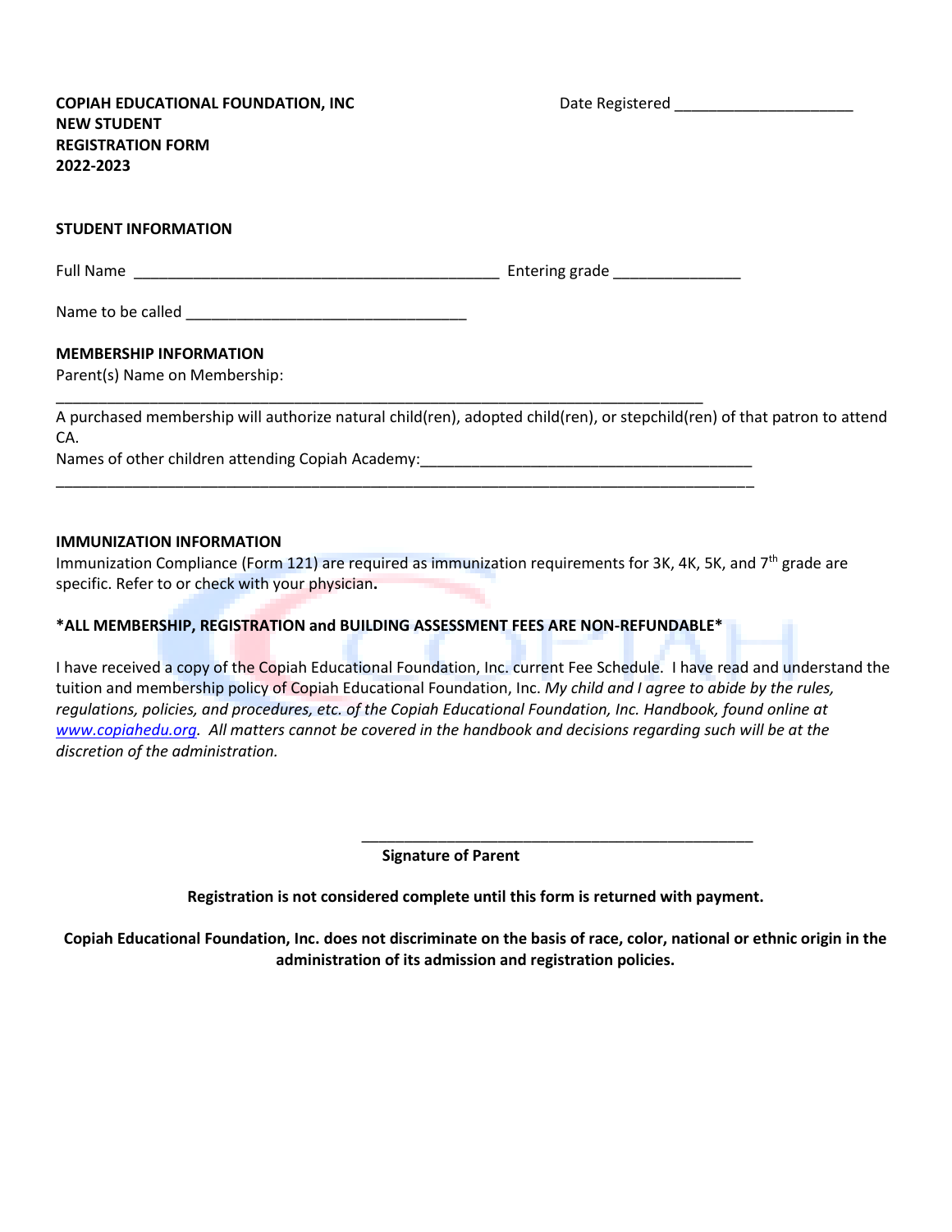**COPIAH EDUCATIONAL FOUNDATION, INC**
**NEW STUDENT**
**REGISTRATION FORM**
**2022-2023**

Date Registered ____________________

**STUDENT INFORMATION**

Full Name ________________________________________ Entering grade ______________

Name to be called ______________________________

**MEMBERSHIP INFORMATION**

Parent(s) Name on Membership:

______________________________________________________________________

A purchased membership will authorize natural child(ren), adopted child(ren), or stepchild(ren) of that patron to attend CA.

Names of other children attending Copiah Academy:____________________________________

____________________________________________________________________________

**IMMUNIZATION INFORMATION**

Immunization Compliance (Form 121) are required as immunization requirements for 3K, 4K, 5K, and 7th grade are specific. Refer to or check with your physician**.**

**\*ALL MEMBERSHIP, REGISTRATION and BUILDING ASSESSMENT FEES ARE NON-REFUNDABLE\***

I have received a copy of the Copiah Educational Foundation, Inc. current Fee Schedule. I have read and understand the tuition and membership policy of Copiah Educational Foundation, Inc. *My child and I agree to abide by the rules, regulations, policies, and procedures, etc. of the Copiah Educational Foundation, Inc. Handbook, found online at [www.copiahedu.org](http://www.copiahedu.org). All matters cannot be covered in the handbook and decisions regarding such will be at the discretion of the administration.*

__________________________________________
**Signature of Parent**

**Registration is not considered complete until this form is returned with payment.**

**Copiah Educational Foundation, Inc. does not discriminate on the basis of race, color, national or ethnic origin in the administration of its admission and registration policies.**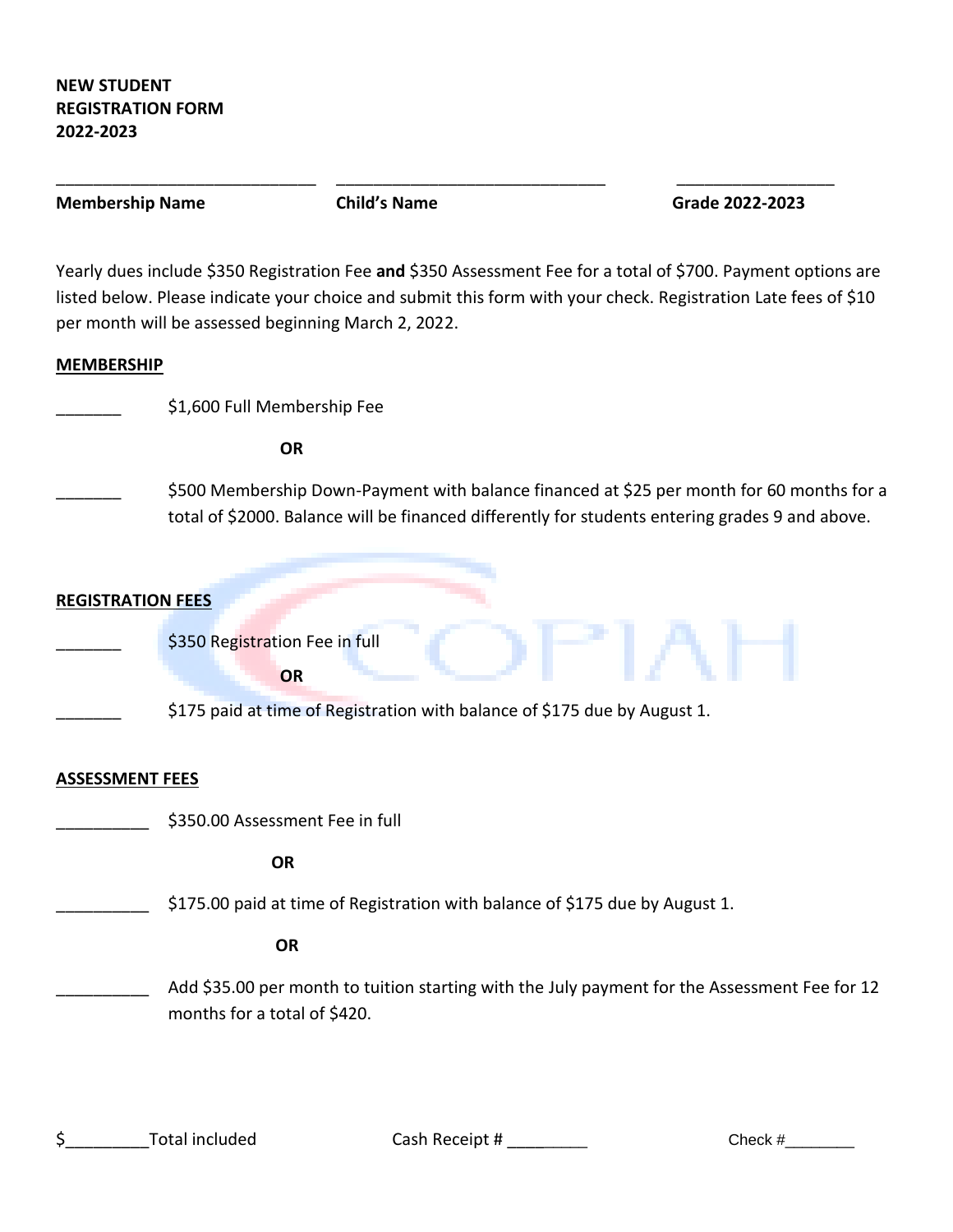**NEW STUDENT**
**REGISTRATION FORM**
**2022-2023**

| ___________________________ | ___________________________ | _______________ |
|---|---|---|
| **Membership Name** | **Child's Name** | **Grade 2022-2023** |

Yearly dues include $350 Registration Fee **and** $350 Assessment Fee for a total of $700. Payment options are listed below. Please indicate your choice and submit this form with your check. Registration Late fees of $10 per month will be assessed beginning March 2, 2022.

**MEMBERSHIP**

_______ $1,600 Full Membership Fee

**OR**

_______ $500 Membership Down-Payment with balance financed at $25 per month for 60 months for a total of $2000. Balance will be financed differently for students entering grades 9 and above.

**REGISTRATION FEES**

_______ $350 Registration Fee in full

**OR**

_______ $175 paid at time of Registration with balance of $175 due by August 1.

**ASSESSMENT FEES**

__________ $350.00 Assessment Fee in full

**OR**

__________ $175.00 paid at time of Registration with balance of $175 due by August 1.

**OR**

__________ Add $35.00 per month to tuition starting with the July payment for the Assessment Fee for 12 months for a total of $420.

$_________Total included Cash Receipt # _________ Check #________